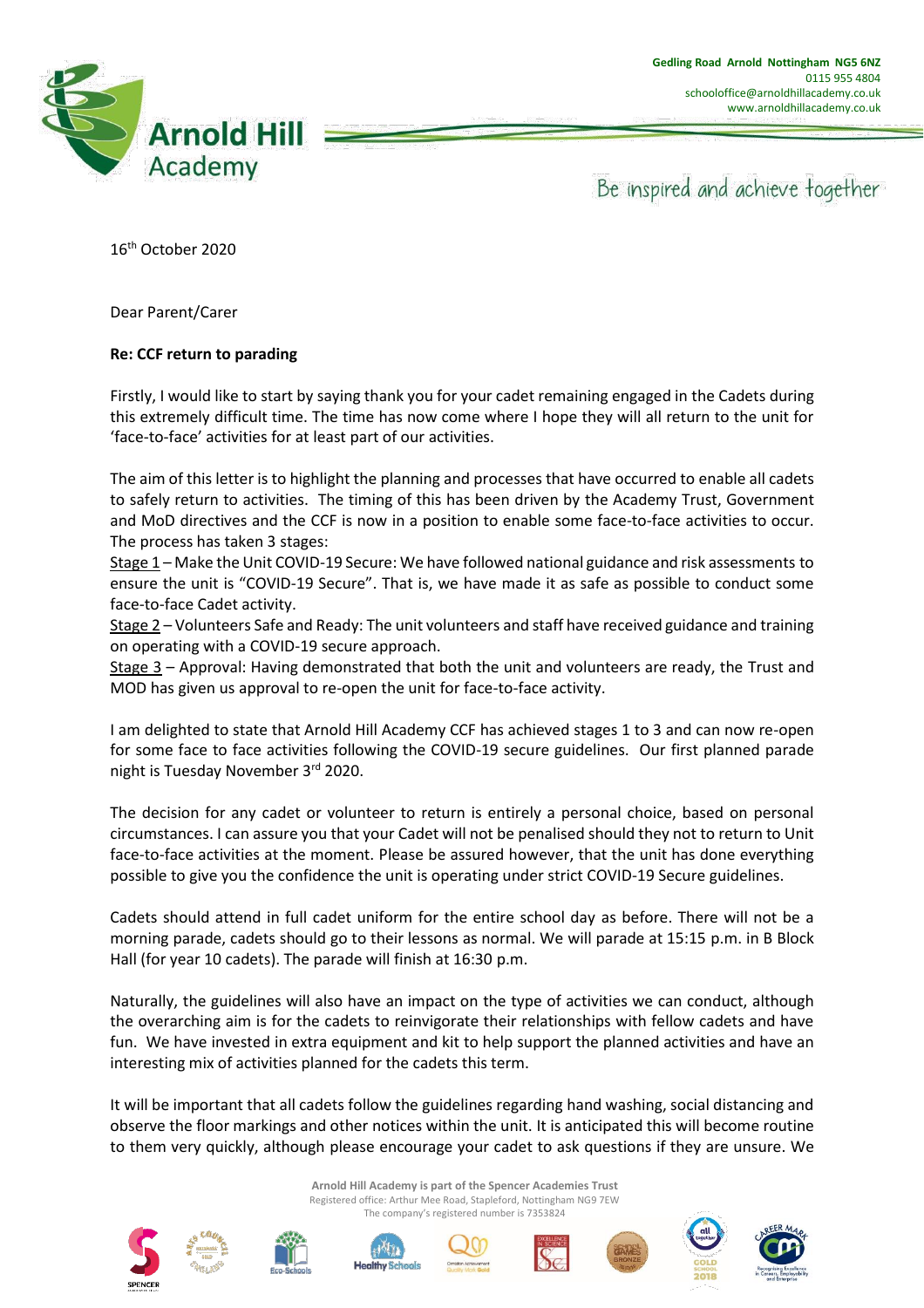Gedling Road Arnold Nottingham NG5 6NZ
0115 955 4804
schooloffice@arnoldhillacademy.co.uk
www.arnoldhillacademy.co.uk

Arnold Hill Academy

Be inspired and achieve together

16th October 2020

Dear Parent/Carer

**Re: CCF return to parading**

Firstly, I would like to start by saying thank you for your cadet remaining engaged in the Cadets during this extremely difficult time. The time has now come where I hope they will all return to the unit for 'face-to-face' activities for at least part of our activities.

The aim of this letter is to highlight the planning and processes that have occurred to enable all cadets to safely return to activities. The timing of this has been driven by the Academy Trust, Government and MoD directives and the CCF is now in a position to enable some face-to-face activities to occur. The process has taken 3 stages:

Stage 1 – Make the Unit COVID-19 Secure: We have followed national guidance and risk assessments to ensure the unit is "COVID-19 Secure". That is, we have made it as safe as possible to conduct some face-to-face Cadet activity.

Stage 2 – Volunteers Safe and Ready: The unit volunteers and staff have received guidance and training on operating with a COVID-19 secure approach.

Stage 3 – Approval: Having demonstrated that both the unit and volunteers are ready, the Trust and MOD has given us approval to re-open the unit for face-to-face activity.

I am delighted to state that Arnold Hill Academy CCF has achieved stages 1 to 3 and can now re-open for some face to face activities following the COVID-19 secure guidelines. Our first planned parade night is Tuesday November 3rd 2020.

The decision for any cadet or volunteer to return is entirely a personal choice, based on personal circumstances. I can assure you that your Cadet will not be penalised should they not to return to Unit face-to-face activities at the moment. Please be assured however, that the unit has done everything possible to give you the confidence the unit is operating under strict COVID-19 Secure guidelines.

Cadets should attend in full cadet uniform for the entire school day as before. There will not be a morning parade, cadets should go to their lessons as normal. We will parade at 15:15 p.m. in B Block Hall (for year 10 cadets). The parade will finish at 16:30 p.m.

Naturally, the guidelines will also have an impact on the type of activities we can conduct, although the overarching aim is for the cadets to reinvigorate their relationships with fellow cadets and have fun. We have invested in extra equipment and kit to help support the planned activities and have an interesting mix of activities planned for the cadets this term.

It will be important that all cadets follow the guidelines regarding hand washing, social distancing and observe the floor markings and other notices within the unit. It is anticipated this will become routine to them very quickly, although please encourage your cadet to ask questions if they are unsure. We

Arnold Hill Academy is part of the Spencer Academies Trust
Registered office: Arthur Mee Road, Stapleford, Nottingham NG9 7EW
The company's registered number is 7353824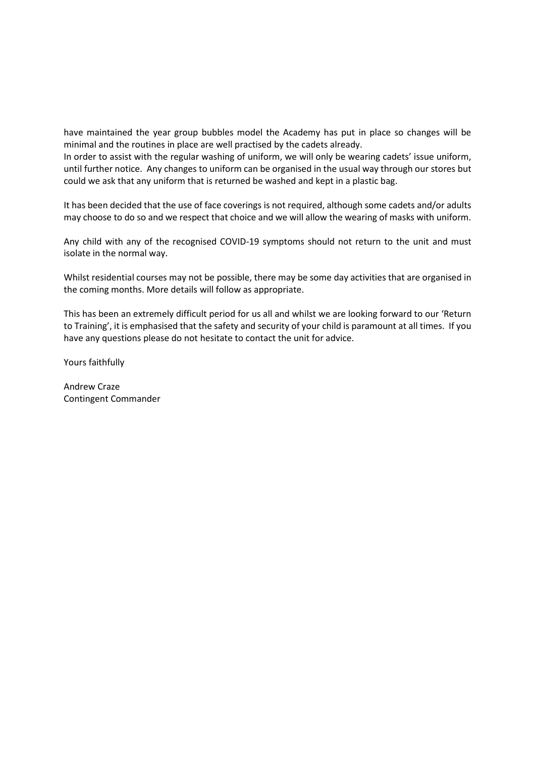have maintained the year group bubbles model the Academy has put in place so changes will be minimal and the routines in place are well practised by the cadets already.
In order to assist with the regular washing of uniform, we will only be wearing cadets' issue uniform, until further notice. Any changes to uniform can be organised in the usual way through our stores but could we ask that any uniform that is returned be washed and kept in a plastic bag.

It has been decided that the use of face coverings is not required, although some cadets and/or adults may choose to do so and we respect that choice and we will allow the wearing of masks with uniform.

Any child with any of the recognised COVID-19 symptoms should not return to the unit and must isolate in the normal way.

Whilst residential courses may not be possible, there may be some day activities that are organised in the coming months. More details will follow as appropriate.

This has been an extremely difficult period for us all and whilst we are looking forward to our 'Return to Training', it is emphasised that the safety and security of your child is paramount at all times. If you have any questions please do not hesitate to contact the unit for advice.

Yours faithfully

Andrew Craze
Contingent Commander